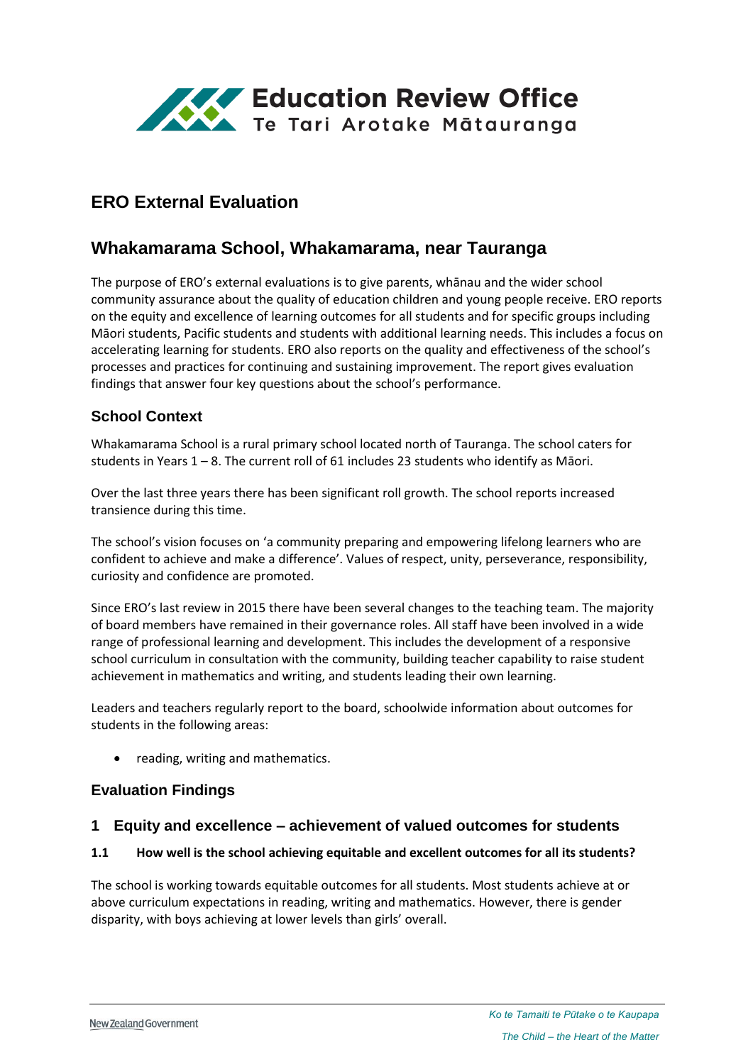# ERO External Evaluation

## Whakamarama School, Whakamarama, near Tauranga

The purpose of ERO's external evaluations is to give parents, whānau and the wider school community assurance about the quality of education children and young people receive. ERO reports on the equity and excellence of learning outcomes for all students and for specific groups including Māori students, Pacific students and students with additional learning needs. This includes a focus on accelerating learning for students. ERO also reports on the quality and effectiveness of the school's processes and practices for continuing and sustaining improvement. The report gives evaluation findings that answer four key questions about the school's performance.

### School Context

Whakamarama School is a rural primary school located north of Tauranga. The school caters for students in Years 1 – 8. The current roll of 61 includes 23 students who identify as Māori.

Over the last three years there has been significant roll growth. The school reports increased transience during this time.

The school's vision focuses on 'a community preparing and empowering lifelong learners who are confident to achieve and make a difference'. Values of respect, unity, perseverance, responsibility, curiosity and confidence are promoted.

Since ERO's last review in 2015 there have been several changes to the teaching team. The majority of board members have remained in their governance roles. All staff have been involved in a wide range of professional learning and development. This includes the development of a responsive school curriculum in consultation with the community, building teacher capability to raise student achievement in mathematics and writing, and students leading their own learning.

Leaders and teachers regularly report to the board, schoolwide information about outcomes for students in the following areas:

- reading, writing and mathematics.

### Evaluation Findings

### 1 Equity and excellence – achievement of valued outcomes for students

#### 1.1 How well is the school achieving equitable and excellent outcomes for all its students?

The school is working towards equitable outcomes for all students. Most students achieve at or above curriculum expectations in reading, writing and mathematics. However, there is gender disparity, with boys achieving at lower levels than girls' overall.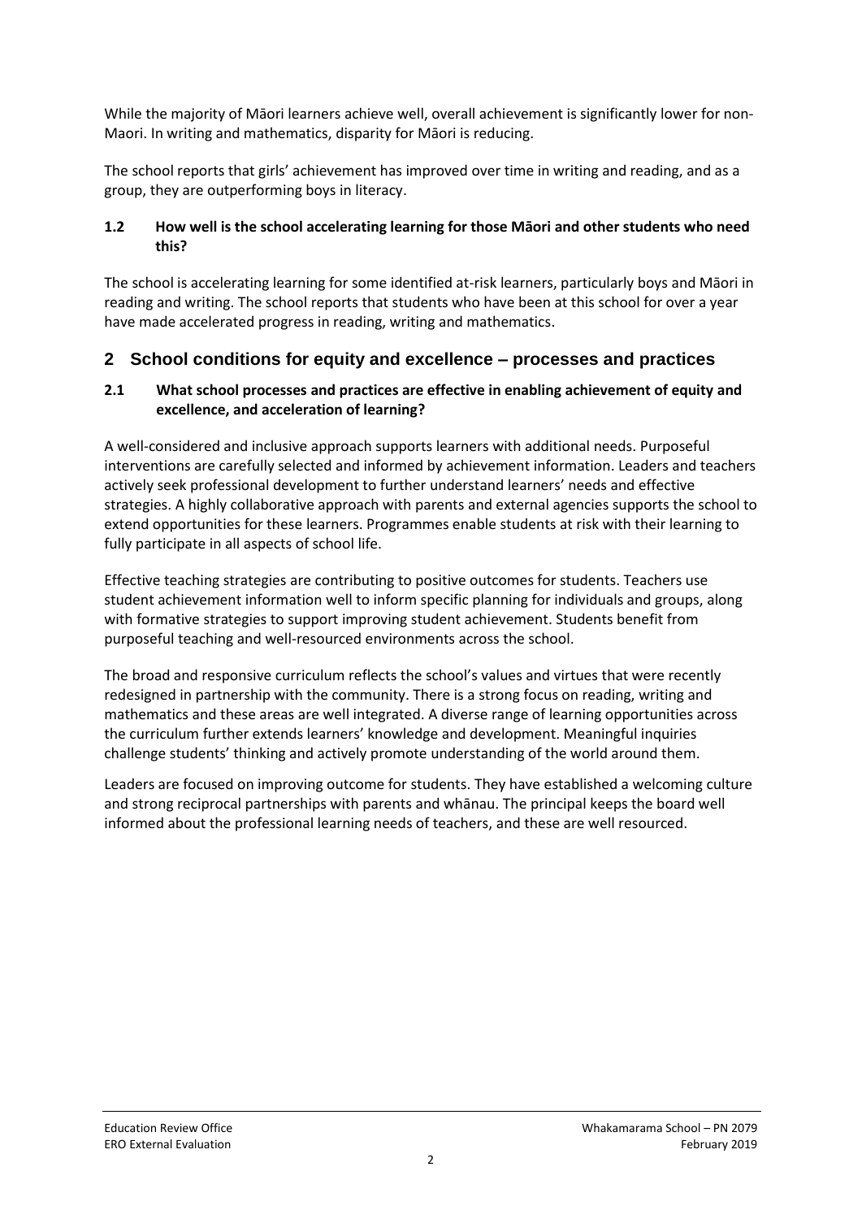While the majority of Māori learners achieve well, overall achievement is significantly lower for non-Maori. In writing and mathematics, disparity for Māori is reducing.

The school reports that girls' achievement has improved over time in writing and reading, and as a group, they are outperforming boys in literacy.

### 1.2 How well is the school accelerating learning for those Māori and other students who need this?

The school is accelerating learning for some identified at-risk learners, particularly boys and Māori in reading and writing. The school reports that students who have been at this school for over a year have made accelerated progress in reading, writing and mathematics.

## 2 School conditions for equity and excellence – processes and practices

### 2.1 What school processes and practices are effective in enabling achievement of equity and excellence, and acceleration of learning?

A well-considered and inclusive approach supports learners with additional needs. Purposeful interventions are carefully selected and informed by achievement information. Leaders and teachers actively seek professional development to further understand learners' needs and effective strategies. A highly collaborative approach with parents and external agencies supports the school to extend opportunities for these learners. Programmes enable students at risk with their learning to fully participate in all aspects of school life.

Effective teaching strategies are contributing to positive outcomes for students. Teachers use student achievement information well to inform specific planning for individuals and groups, along with formative strategies to support improving student achievement. Students benefit from purposeful teaching and well-resourced environments across the school.

The broad and responsive curriculum reflects the school's values and virtues that were recently redesigned in partnership with the community. There is a strong focus on reading, writing and mathematics and these areas are well integrated. A diverse range of learning opportunities across the curriculum further extends learners' knowledge and development. Meaningful inquiries challenge students' thinking and actively promote understanding of the world around them.

Leaders are focused on improving outcome for students. They have established a welcoming culture and strong reciprocal partnerships with parents and whānau. The principal keeps the board well informed about the professional learning needs of teachers, and these are well resourced.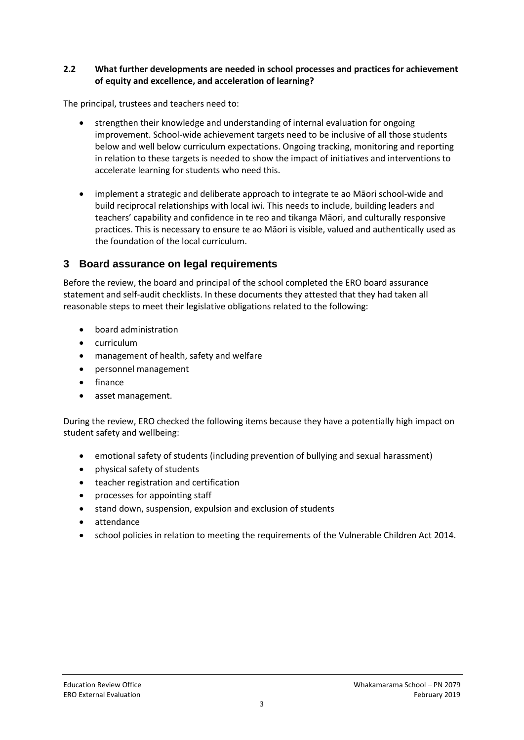### 2.2 What further developments are needed in school processes and practices for achievement of equity and excellence, and acceleration of learning?

The principal, trustees and teachers need to:

- strengthen their knowledge and understanding of internal evaluation for ongoing improvement. School-wide achievement targets need to be inclusive of all those students below and well below curriculum expectations. Ongoing tracking, monitoring and reporting in relation to these targets is needed to show the impact of initiatives and interventions to accelerate learning for students who need this.

- implement a strategic and deliberate approach to integrate te ao Māori school-wide and build reciprocal relationships with local iwi. This needs to include, building leaders and teachers' capability and confidence in te reo and tikanga Māori, and culturally responsive practices. This is necessary to ensure te ao Māori is visible, valued and authentically used as the foundation of the local curriculum.

## 3 Board assurance on legal requirements

Before the review, the board and principal of the school completed the ERO board assurance statement and self-audit checklists. In these documents they attested that they had taken all reasonable steps to meet their legislative obligations related to the following:

- board administration
- curriculum
- management of health, safety and welfare
- personnel management
- finance
- asset management.

During the review, ERO checked the following items because they have a potentially high impact on student safety and wellbeing:

- emotional safety of students (including prevention of bullying and sexual harassment)
- physical safety of students
- teacher registration and certification
- processes for appointing staff
- stand down, suspension, expulsion and exclusion of students
- attendance
- school policies in relation to meeting the requirements of the Vulnerable Children Act 2014.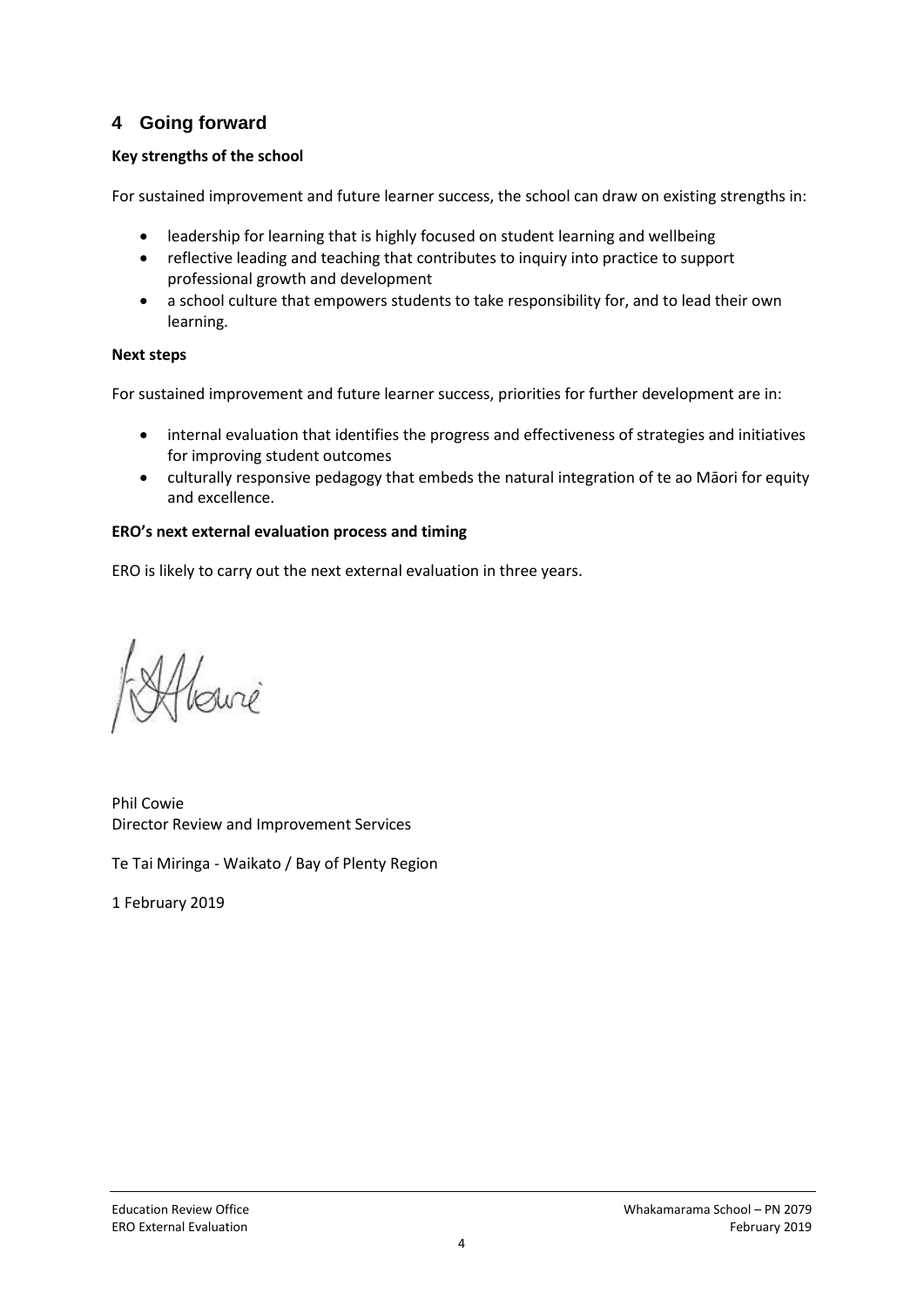## 4 Going forward

**Key strengths of the school**

For sustained improvement and future learner success, the school can draw on existing strengths in:

- leadership for learning that is highly focused on student learning and wellbeing
- reflective leading and teaching that contributes to inquiry into practice to support professional growth and development
- a school culture that empowers students to take responsibility for, and to lead their own learning.

**Next steps**

For sustained improvement and future learner success, priorities for further development are in:

- internal evaluation that identifies the progress and effectiveness of strategies and initiatives for improving student outcomes
- culturally responsive pedagogy that embeds the natural integration of te ao Māori for equity and excellence.

**ERO's next external evaluation process and timing**

ERO is likely to carry out the next external evaluation in three years.

Phil Cowie
Director Review and Improvement Services

Te Tai Miringa - Waikato / Bay of Plenty Region

1 February 2019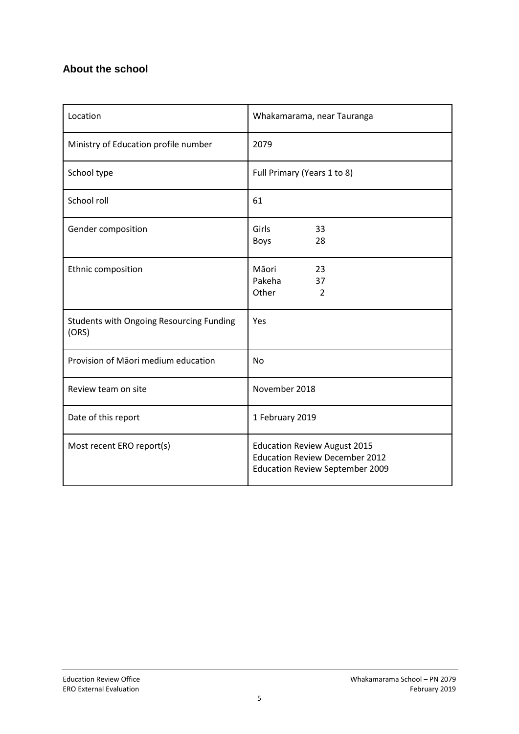## About the school

| | |
|---|---|
| Location | Whakamarama, near Tauranga |
| Ministry of Education profile number | 2079 |
| School type | Full Primary (Years 1 to 8) |
| School roll | 61 |
| Gender composition | Girls 33<br>Boys 28 |
| Ethnic composition | Māori 23<br>Pakeha 37<br>Other 2 |
| Students with Ongoing Resourcing Funding (ORS) | Yes |
| Provision of Māori medium education | No |
| Review team on site | November 2018 |
| Date of this report | 1 February 2019 |
| Most recent ERO report(s) | Education Review August 2015<br>Education Review December 2012<br>Education Review September 2009 |